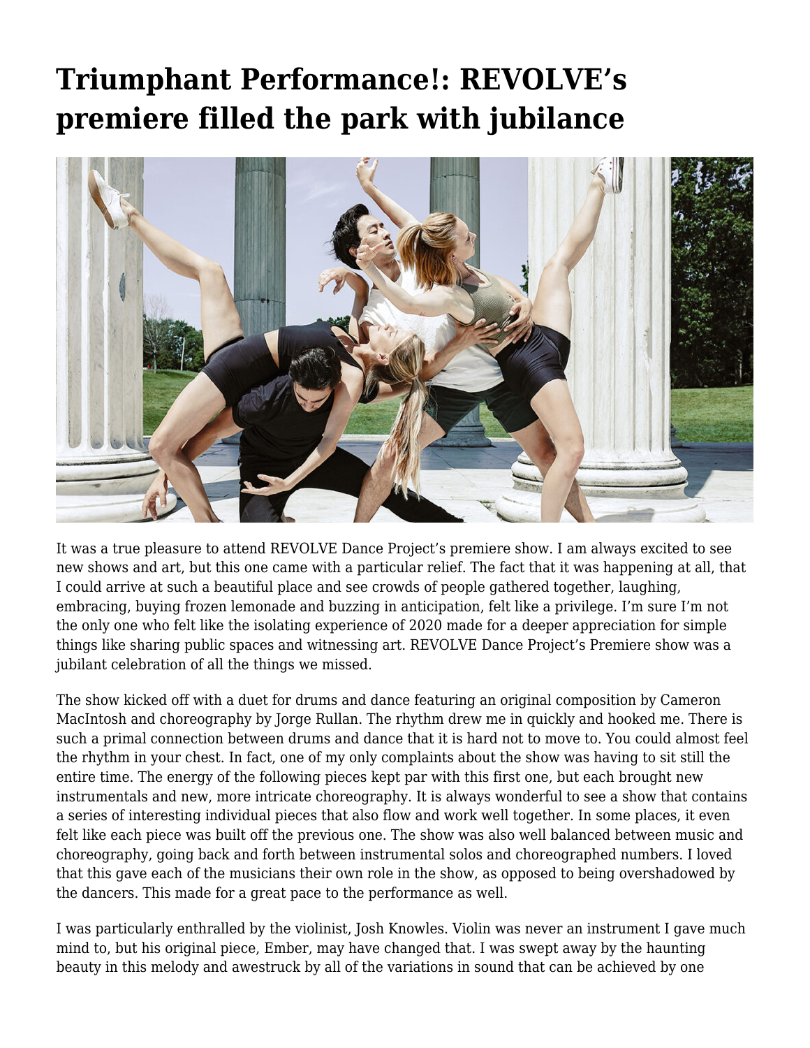# Triumphant Performance!: REVOLVE's premiere filled the park with jubilance

It was a true pleasure to attend REVOLVE Dance Project's premiere show. I am always excited to see new shows and art, but this one came with a particular relief. The fact that it was happening at all, that I could arrive at such a beautiful place and see crowds of people gathered together, laughing, embracing, buying frozen lemonade and buzzing in anticipation, felt like a privilege. I'm sure I'm not the only one who felt like the isolating experience of 2020 made for a deeper appreciation for simple things like sharing public spaces and witnessing art. REVOLVE Dance Project's Premiere show was a jubilant celebration of all the things we missed.

The show kicked off with a duet for drums and dance featuring an original composition by Cameron MacIntosh and choreography by Jorge Rullan. The rhythm drew me in quickly and hooked me. There is such a primal connection between drums and dance that it is hard not to move to. You could almost feel the rhythm in your chest. In fact, one of my only complaints about the show was having to sit still the entire time. The energy of the following pieces kept par with this first one, but each brought new instrumentals and new, more intricate choreography. It is always wonderful to see a show that contains a series of interesting individual pieces that also flow and work well together. In some places, it even felt like each piece was built off the previous one. The show was also well balanced between music and choreography, going back and forth between instrumental solos and choreographed numbers. I loved that this gave each of the musicians their own role in the show, as opposed to being overshadowed by the dancers. This made for a great pace to the performance as well.

I was particularly enthralled by the violinist, Josh Knowles. Violin was never an instrument I gave much mind to, but his original piece, Ember, may have changed that. I was swept away by the haunting beauty in this melody and awestruck by all of the variations in sound that can be achieved by one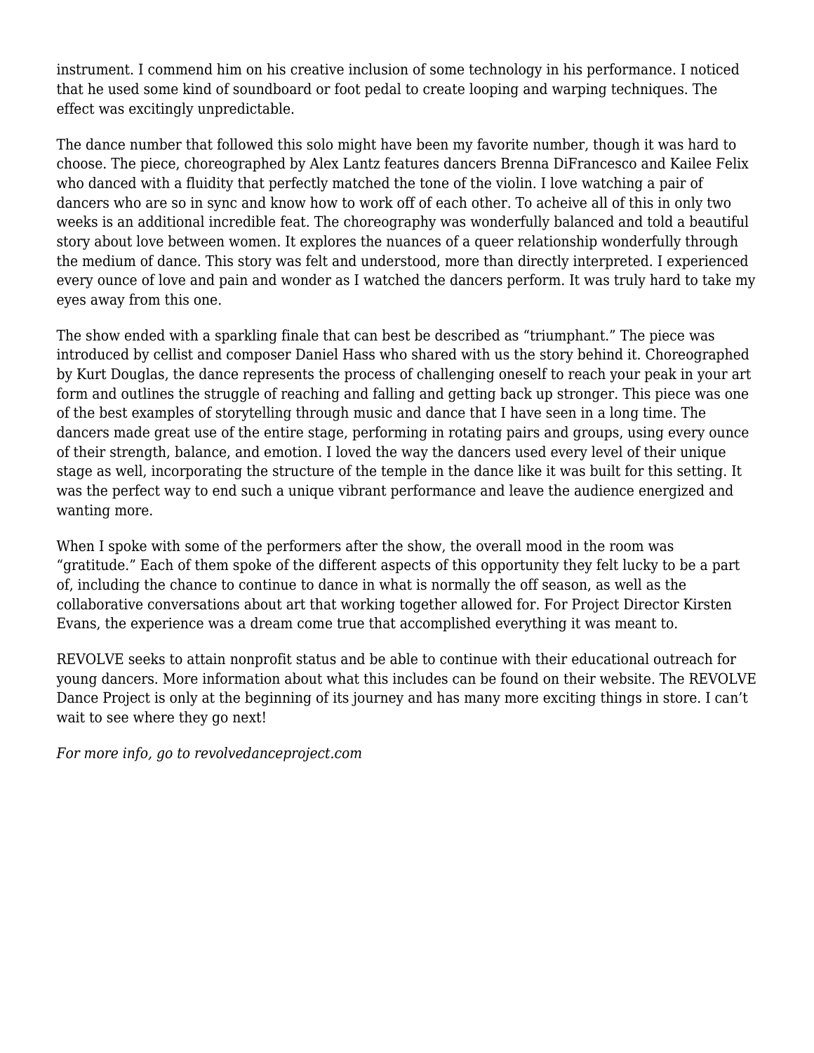instrument. I commend him on his creative inclusion of some technology in his performance. I noticed that he used some kind of soundboard or foot pedal to create looping and warping techniques. The effect was excitingly unpredictable.

The dance number that followed this solo might have been my favorite number, though it was hard to choose. The piece, choreographed by Alex Lantz features dancers Brenna DiFrancesco and Kailee Felix who danced with a fluidity that perfectly matched the tone of the violin. I love watching a pair of dancers who are so in sync and know how to work off of each other. To acheive all of this in only two weeks is an additional incredible feat. The choreography was wonderfully balanced and told a beautiful story about love between women. It explores the nuances of a queer relationship wonderfully through the medium of dance. This story was felt and understood, more than directly interpreted. I experienced every ounce of love and pain and wonder as I watched the dancers perform. It was truly hard to take my eyes away from this one.

The show ended with a sparkling finale that can best be described as "triumphant." The piece was introduced by cellist and composer Daniel Hass who shared with us the story behind it. Choreographed by Kurt Douglas, the dance represents the process of challenging oneself to reach your peak in your art form and outlines the struggle of reaching and falling and getting back up stronger. This piece was one of the best examples of storytelling through music and dance that I have seen in a long time. The dancers made great use of the entire stage, performing in rotating pairs and groups, using every ounce of their strength, balance, and emotion. I loved the way the dancers used every level of their unique stage as well, incorporating the structure of the temple in the dance like it was built for this setting. It was the perfect way to end such a unique vibrant performance and leave the audience energized and wanting more.

When I spoke with some of the performers after the show, the overall mood in the room was "gratitude." Each of them spoke of the different aspects of this opportunity they felt lucky to be a part of, including the chance to continue to dance in what is normally the off season, as well as the collaborative conversations about art that working together allowed for. For Project Director Kirsten Evans, the experience was a dream come true that accomplished everything it was meant to.

REVOLVE seeks to attain nonprofit status and be able to continue with their educational outreach for young dancers. More information about what this includes can be found on their website. The REVOLVE Dance Project is only at the beginning of its journey and has many more exciting things in store. I can't wait to see where they go next!

*For more info, go to revolvedanceproject.com*